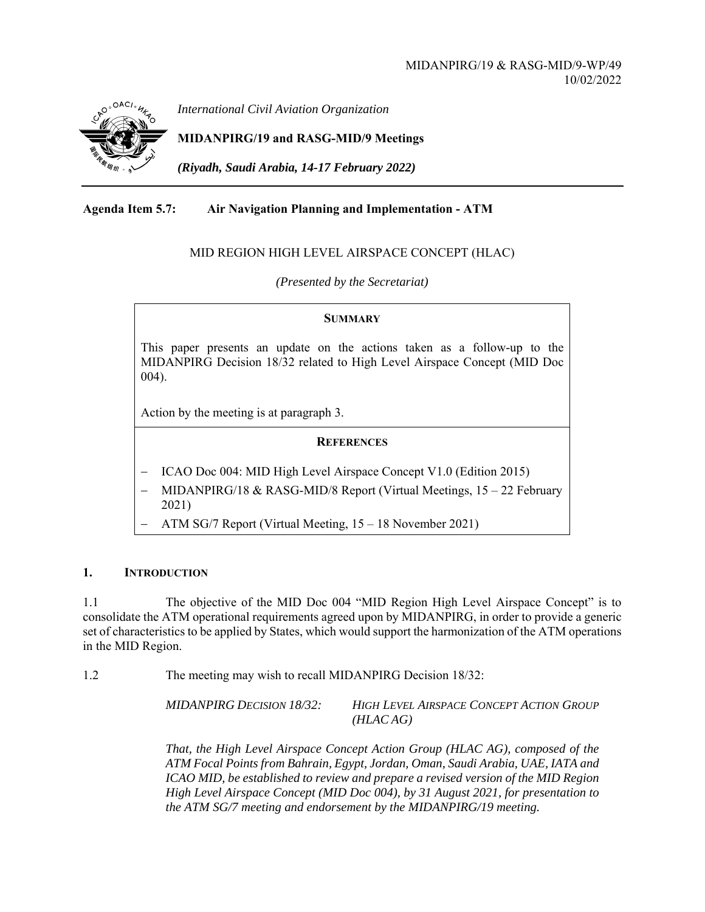MIDANPIRG/19 & RASG-MID/9-WP/49
10/02/2022

*International Civil Aviation Organization*

**MIDANPIRG/19 and RASG-MID/9 Meetings**

***(Riyadh, Saudi Arabia, 14-17 February 2022)***

**Agenda Item 5.7: Air Navigation Planning and Implementation - ATM**

MID REGION HIGH LEVEL AIRSPACE CONCEPT (HLAC)

*(Presented by the Secretariat)*

**SUMMARY**

This paper presents an update on the actions taken as a follow-up to the MIDANPIRG Decision 18/32 related to High Level Airspace Concept (MID Doc 004).

Action by the meeting is at paragraph 3.

**REFERENCES**

- ICAO Doc 004: MID High Level Airspace Concept V1.0 (Edition 2015)
- MIDANPIRG/18 & RASG-MID/8 Report (Virtual Meetings, 15 – 22 February 2021)
- ATM SG/7 Report (Virtual Meeting, 15 – 18 November 2021)

## 1. INTRODUCTION

1.1 The objective of the MID Doc 004 "MID Region High Level Airspace Concept" is to consolidate the ATM operational requirements agreed upon by MIDANPIRG, in order to provide a generic set of characteristics to be applied by States, which would support the harmonization of the ATM operations in the MID Region.

1.2 The meeting may wish to recall MIDANPIRG Decision 18/32:

*MIDANPIRG DECISION 18/32: HIGH LEVEL AIRSPACE CONCEPT ACTION GROUP (HLAC AG)*

*That, the High Level Airspace Concept Action Group (HLAC AG), composed of the ATM Focal Points from Bahrain, Egypt, Jordan, Oman, Saudi Arabia, UAE, IATA and ICAO MID, be established to review and prepare a revised version of the MID Region High Level Airspace Concept (MID Doc 004), by 31 August 2021, for presentation to the ATM SG/7 meeting and endorsement by the MIDANPIRG/19 meeting.*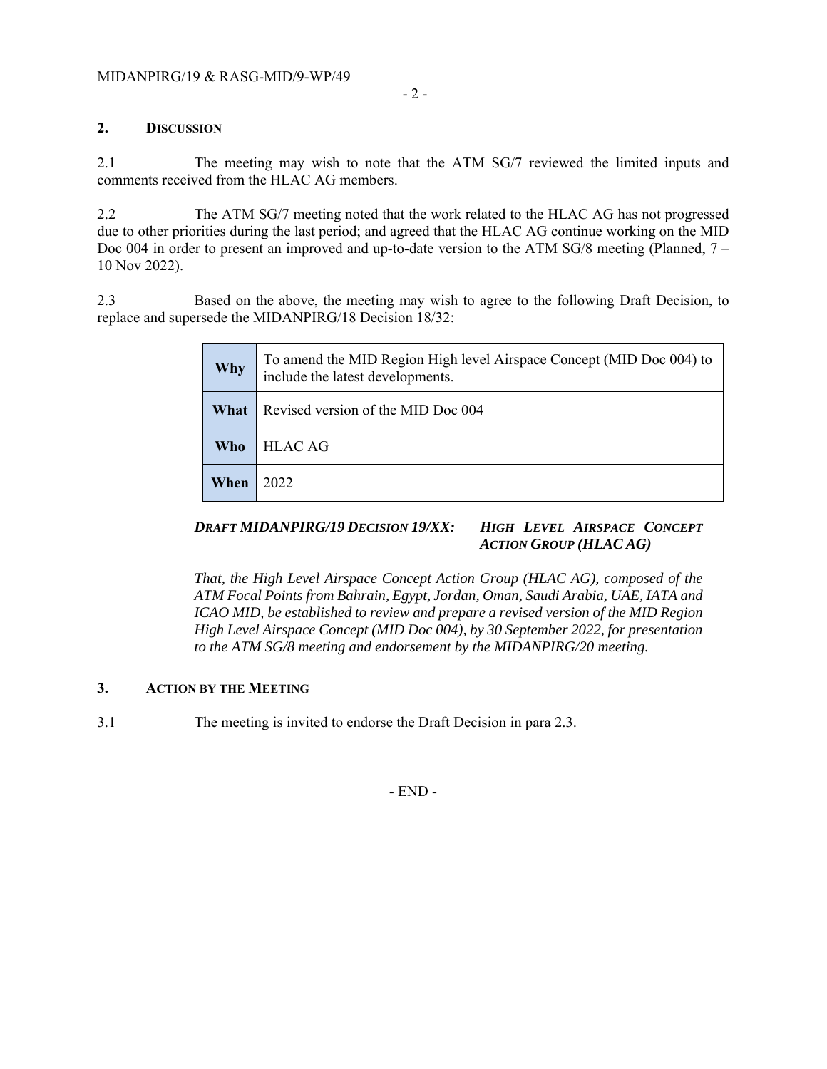## 2. DISCUSSION

2.1 The meeting may wish to note that the ATM SG/7 reviewed the limited inputs and comments received from the HLAC AG members.

2.2 The ATM SG/7 meeting noted that the work related to the HLAC AG has not progressed due to other priorities during the last period; and agreed that the HLAC AG continue working on the MID Doc 004 in order to present an improved and up-to-date version to the ATM SG/8 meeting (Planned, 7 – 10 Nov 2022).

2.3 Based on the above, the meeting may wish to agree to the following Draft Decision, to replace and supersede the MIDANPIRG/18 Decision 18/32:

| | |
|---|---|
| **Why** | To amend the MID Region High level Airspace Concept (MID Doc 004) to include the latest developments. |
| **What** | Revised version of the MID Doc 004 |
| **Who** | HLAC AG |
| **When** | 2022 |

***DRAFT MIDANPIRG/19 DECISION 19/XX: HIGH LEVEL AIRSPACE CONCEPT ACTION GROUP (HLAC AG)***

*That, the High Level Airspace Concept Action Group (HLAC AG), composed of the ATM Focal Points from Bahrain, Egypt, Jordan, Oman, Saudi Arabia, UAE, IATA and ICAO MID, be established to review and prepare a revised version of the MID Region High Level Airspace Concept (MID Doc 004), by 30 September 2022, for presentation to the ATM SG/8 meeting and endorsement by the MIDANPIRG/20 meeting.*

## 3. ACTION BY THE MEETING

3.1 The meeting is invited to endorse the Draft Decision in para 2.3.

- END -